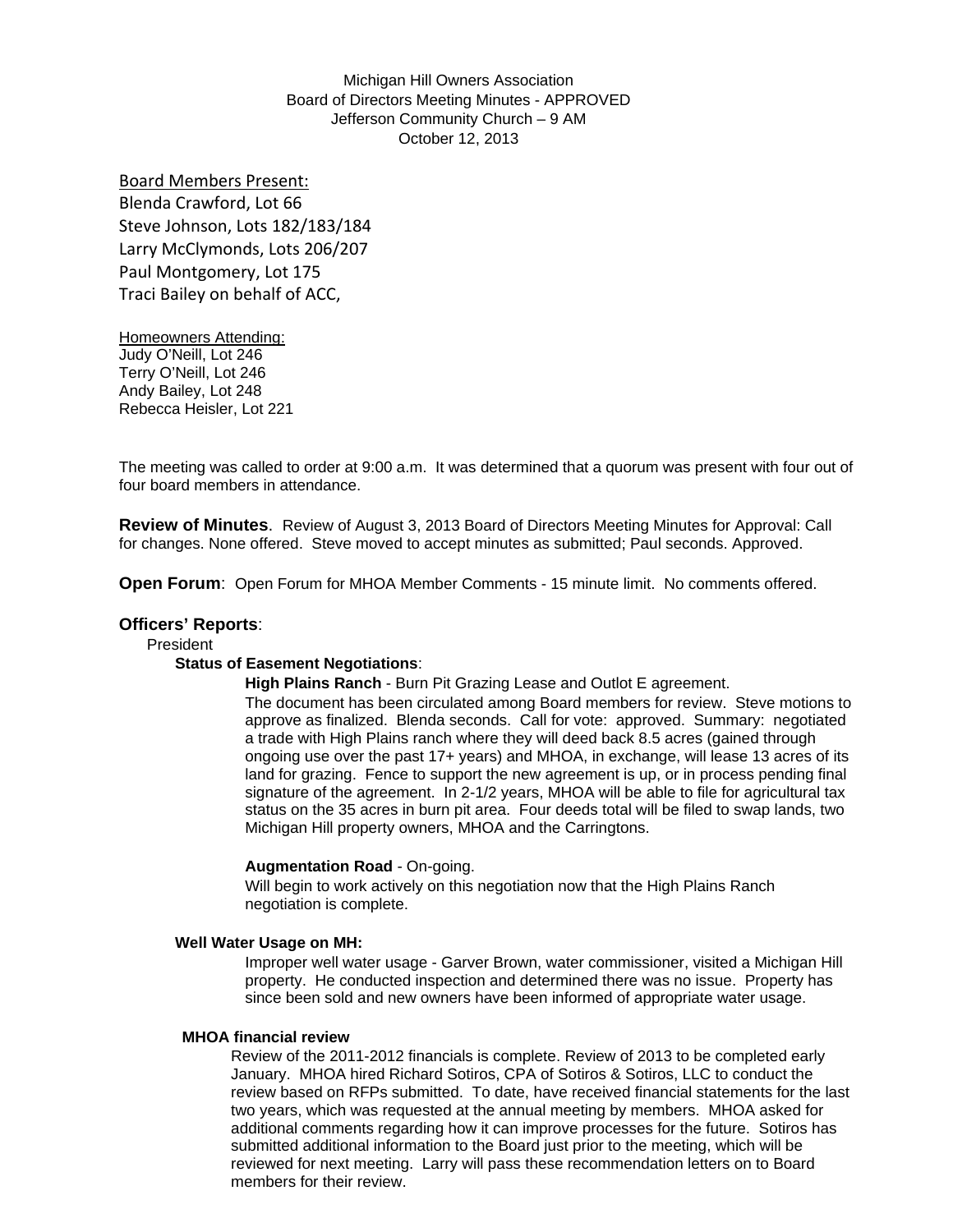Michigan Hill Owners Association
Board of Directors Meeting Minutes - APPROVED
Jefferson Community Church – 9 AM
October 12, 2013

Board Members Present:
Blenda Crawford, Lot 66
Steve Johnson, Lots 182/183/184
Larry McClymonds, Lots 206/207
Paul Montgomery, Lot 175
Traci Bailey on behalf of ACC,

Homeowners Attending:
Judy O'Neill, Lot 246
Terry O'Neill, Lot 246
Andy Bailey, Lot 248
Rebecca Heisler, Lot 221

The meeting was called to order at 9:00 a.m. It was determined that a quorum was present with four out of four board members in attendance.

**Review of Minutes**. Review of August 3, 2013 Board of Directors Meeting Minutes for Approval: Call for changes. None offered. Steve moved to accept minutes as submitted; Paul seconds. Approved.

**Open Forum**: Open Forum for MHOA Member Comments - 15 minute limit. No comments offered.

**Officers' Reports**:

President

**Status of Easement Negotiations**:

**High Plains Ranch** - Burn Pit Grazing Lease and Outlot E agreement.

The document has been circulated among Board members for review. Steve motions to approve as finalized. Blenda seconds. Call for vote: approved. Summary: negotiated a trade with High Plains ranch where they will deed back 8.5 acres (gained through ongoing use over the past 17+ years) and MHOA, in exchange, will lease 13 acres of its land for grazing. Fence to support the new agreement is up, or in process pending final signature of the agreement. In 2-1/2 years, MHOA will be able to file for agricultural tax status on the 35 acres in burn pit area. Four deeds total will be filed to swap lands, two Michigan Hill property owners, MHOA and the Carringtons.

**Augmentation Road** - On-going.

Will begin to work actively on this negotiation now that the High Plains Ranch negotiation is complete.

**Well Water Usage on MH:**

Improper well water usage - Garver Brown, water commissioner, visited a Michigan Hill property. He conducted inspection and determined there was no issue. Property has since been sold and new owners have been informed of appropriate water usage.

**MHOA financial review**

Review of the 2011-2012 financials is complete. Review of 2013 to be completed early January. MHOA hired Richard Sotiros, CPA of Sotiros & Sotiros, LLC to conduct the review based on RFPs submitted. To date, have received financial statements for the last two years, which was requested at the annual meeting by members. MHOA asked for additional comments regarding how it can improve processes for the future. Sotiros has submitted additional information to the Board just prior to the meeting, which will be reviewed for next meeting. Larry will pass these recommendation letters on to Board members for their review.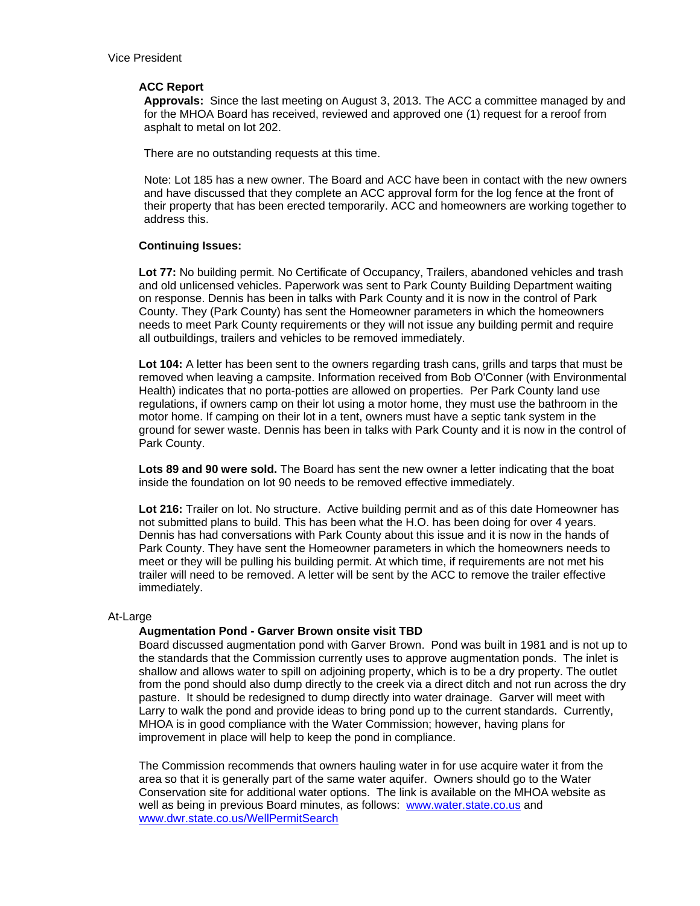Vice President

**ACC Report**

**Approvals:** Since the last meeting on August 3, 2013. The ACC a committee managed by and for the MHOA Board has received, reviewed and approved one (1) request for a reroof from asphalt to metal on lot 202.

There are no outstanding requests at this time.

Note: Lot 185 has a new owner. The Board and ACC have been in contact with the new owners and have discussed that they complete an ACC approval form for the log fence at the front of their property that has been erected temporarily. ACC and homeowners are working together to address this.

**Continuing Issues:**

**Lot 77:** No building permit. No Certificate of Occupancy, Trailers, abandoned vehicles and trash and old unlicensed vehicles. Paperwork was sent to Park County Building Department waiting on response. Dennis has been in talks with Park County and it is now in the control of Park County. They (Park County) has sent the Homeowner parameters in which the homeowners needs to meet Park County requirements or they will not issue any building permit and require all outbuildings, trailers and vehicles to be removed immediately.

**Lot 104:** A letter has been sent to the owners regarding trash cans, grills and tarps that must be removed when leaving a campsite. Information received from Bob O'Conner (with Environmental Health) indicates that no porta-potties are allowed on properties. Per Park County land use regulations, if owners camp on their lot using a motor home, they must use the bathroom in the motor home. If camping on their lot in a tent, owners must have a septic tank system in the ground for sewer waste. Dennis has been in talks with Park County and it is now in the control of Park County.

**Lots 89 and 90 were sold.** The Board has sent the new owner a letter indicating that the boat inside the foundation on lot 90 needs to be removed effective immediately.

**Lot 216:** Trailer on lot. No structure. Active building permit and as of this date Homeowner has not submitted plans to build. This has been what the H.O. has been doing for over 4 years. Dennis has had conversations with Park County about this issue and it is now in the hands of Park County. They have sent the Homeowner parameters in which the homeowners needs to meet or they will be pulling his building permit. At which time, if requirements are not met his trailer will need to be removed. A letter will be sent by the ACC to remove the trailer effective immediately.

At-Large

**Augmentation Pond - Garver Brown onsite visit TBD**

Board discussed augmentation pond with Garver Brown. Pond was built in 1981 and is not up to the standards that the Commission currently uses to approve augmentation ponds. The inlet is shallow and allows water to spill on adjoining property, which is to be a dry property. The outlet from the pond should also dump directly to the creek via a direct ditch and not run across the dry pasture. It should be redesigned to dump directly into water drainage. Garver will meet with Larry to walk the pond and provide ideas to bring pond up to the current standards. Currently, MHOA is in good compliance with the Water Commission; however, having plans for improvement in place will help to keep the pond in compliance.

The Commission recommends that owners hauling water in for use acquire water it from the area so that it is generally part of the same water aquifer. Owners should go to the Water Conservation site for additional water options. The link is available on the MHOA website as well as being in previous Board minutes, as follows: [www.water.state.co.us](http://www.water.state.co.us) and [www.dwr.state.co.us/WellPermitSearch](http://www.dwr.state.co.us/WellPermitSearch)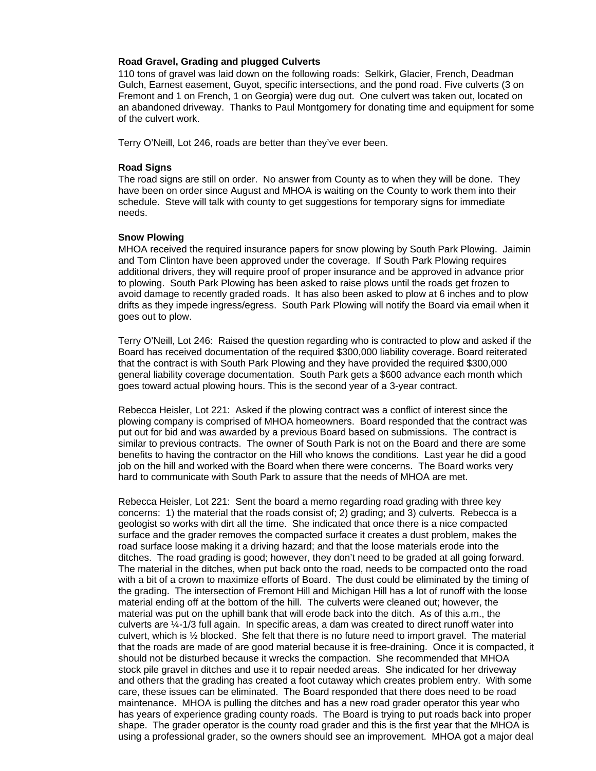**Road Gravel, Grading and plugged Culverts**

110 tons of gravel was laid down on the following roads: Selkirk, Glacier, French, Deadman Gulch, Earnest easement, Guyot, specific intersections, and the pond road. Five culverts (3 on Fremont and 1 on French, 1 on Georgia) were dug out. One culvert was taken out, located on an abandoned driveway. Thanks to Paul Montgomery for donating time and equipment for some of the culvert work.

Terry O'Neill, Lot 246, roads are better than they've ever been.

**Road Signs**

The road signs are still on order. No answer from County as to when they will be done. They have been on order since August and MHOA is waiting on the County to work them into their schedule. Steve will talk with county to get suggestions for temporary signs for immediate needs.

**Snow Plowing**

MHOA received the required insurance papers for snow plowing by South Park Plowing. Jaimin and Tom Clinton have been approved under the coverage. If South Park Plowing requires additional drivers, they will require proof of proper insurance and be approved in advance prior to plowing. South Park Plowing has been asked to raise plows until the roads get frozen to avoid damage to recently graded roads. It has also been asked to plow at 6 inches and to plow drifts as they impede ingress/egress. South Park Plowing will notify the Board via email when it goes out to plow.

Terry O'Neill, Lot 246: Raised the question regarding who is contracted to plow and asked if the Board has received documentation of the required $300,000 liability coverage. Board reiterated that the contract is with South Park Plowing and they have provided the required $300,000 general liability coverage documentation. South Park gets a $600 advance each month which goes toward actual plowing hours. This is the second year of a 3-year contract.

Rebecca Heisler, Lot 221: Asked if the plowing contract was a conflict of interest since the plowing company is comprised of MHOA homeowners. Board responded that the contract was put out for bid and was awarded by a previous Board based on submissions. The contract is similar to previous contracts. The owner of South Park is not on the Board and there are some benefits to having the contractor on the Hill who knows the conditions. Last year he did a good job on the hill and worked with the Board when there were concerns. The Board works very hard to communicate with South Park to assure that the needs of MHOA are met.

Rebecca Heisler, Lot 221: Sent the board a memo regarding road grading with three key concerns: 1) the material that the roads consist of; 2) grading; and 3) culverts. Rebecca is a geologist so works with dirt all the time. She indicated that once there is a nice compacted surface and the grader removes the compacted surface it creates a dust problem, makes the road surface loose making it a driving hazard; and that the loose materials erode into the ditches. The road grading is good; however, they don't need to be graded at all going forward. The material in the ditches, when put back onto the road, needs to be compacted onto the road with a bit of a crown to maximize efforts of Board. The dust could be eliminated by the timing of the grading. The intersection of Fremont Hill and Michigan Hill has a lot of runoff with the loose material ending off at the bottom of the hill. The culverts were cleaned out; however, the material was put on the uphill bank that will erode back into the ditch. As of this a.m., the culverts are ¼-1/3 full again. In specific areas, a dam was created to direct runoff water into culvert, which is ½ blocked. She felt that there is no future need to import gravel. The material that the roads are made of are good material because it is free-draining. Once it is compacted, it should not be disturbed because it wrecks the compaction. She recommended that MHOA stock pile gravel in ditches and use it to repair needed areas. She indicated for her driveway and others that the grading has created a foot cutaway which creates problem entry. With some care, these issues can be eliminated. The Board responded that there does need to be road maintenance. MHOA is pulling the ditches and has a new road grader operator this year who has years of experience grading county roads. The Board is trying to put roads back into proper shape. The grader operator is the county road grader and this is the first year that the MHOA is using a professional grader, so the owners should see an improvement. MHOA got a major deal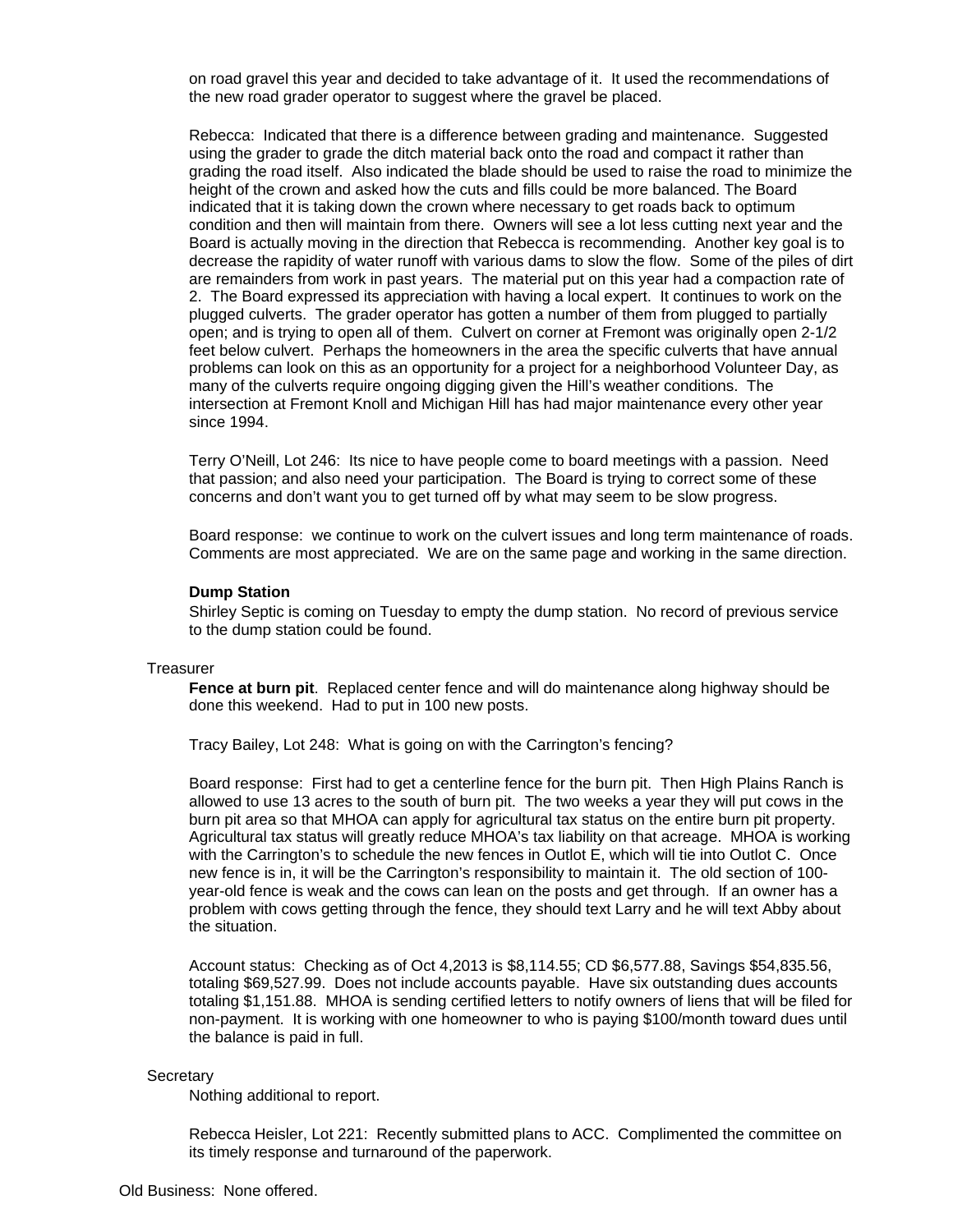on road gravel this year and decided to take advantage of it. It used the recommendations of the new road grader operator to suggest where the gravel be placed.

Rebecca: Indicated that there is a difference between grading and maintenance. Suggested using the grader to grade the ditch material back onto the road and compact it rather than grading the road itself. Also indicated the blade should be used to raise the road to minimize the height of the crown and asked how the cuts and fills could be more balanced. The Board indicated that it is taking down the crown where necessary to get roads back to optimum condition and then will maintain from there. Owners will see a lot less cutting next year and the Board is actually moving in the direction that Rebecca is recommending. Another key goal is to decrease the rapidity of water runoff with various dams to slow the flow. Some of the piles of dirt are remainders from work in past years. The material put on this year had a compaction rate of 2. The Board expressed its appreciation with having a local expert. It continues to work on the plugged culverts. The grader operator has gotten a number of them from plugged to partially open; and is trying to open all of them. Culvert on corner at Fremont was originally open 2-1/2 feet below culvert. Perhaps the homeowners in the area the specific culverts that have annual problems can look on this as an opportunity for a project for a neighborhood Volunteer Day, as many of the culverts require ongoing digging given the Hill's weather conditions. The intersection at Fremont Knoll and Michigan Hill has had major maintenance every other year since 1994.

Terry O'Neill, Lot 246: Its nice to have people come to board meetings with a passion. Need that passion; and also need your participation. The Board is trying to correct some of these concerns and don't want you to get turned off by what may seem to be slow progress.

Board response: we continue to work on the culvert issues and long term maintenance of roads. Comments are most appreciated. We are on the same page and working in the same direction.

**Dump Station**

Shirley Septic is coming on Tuesday to empty the dump station. No record of previous service to the dump station could be found.

Treasurer

**Fence at burn pit**. Replaced center fence and will do maintenance along highway should be done this weekend. Had to put in 100 new posts.

Tracy Bailey, Lot 248: What is going on with the Carrington's fencing?

Board response: First had to get a centerline fence for the burn pit. Then High Plains Ranch is allowed to use 13 acres to the south of burn pit. The two weeks a year they will put cows in the burn pit area so that MHOA can apply for agricultural tax status on the entire burn pit property. Agricultural tax status will greatly reduce MHOA's tax liability on that acreage. MHOA is working with the Carrington's to schedule the new fences in Outlot E, which will tie into Outlot C. Once new fence is in, it will be the Carrington's responsibility to maintain it. The old section of 100-year-old fence is weak and the cows can lean on the posts and get through. If an owner has a problem with cows getting through the fence, they should text Larry and he will text Abby about the situation.

Account status: Checking as of Oct 4,2013 is $8,114.55; CD $6,577.88, Savings $54,835.56, totaling $69,527.99. Does not include accounts payable. Have six outstanding dues accounts totaling $1,151.88. MHOA is sending certified letters to notify owners of liens that will be filed for non-payment. It is working with one homeowner to who is paying $100/month toward dues until the balance is paid in full.

Secretary

Nothing additional to report.

Rebecca Heisler, Lot 221: Recently submitted plans to ACC. Complimented the committee on its timely response and turnaround of the paperwork.

Old Business: None offered.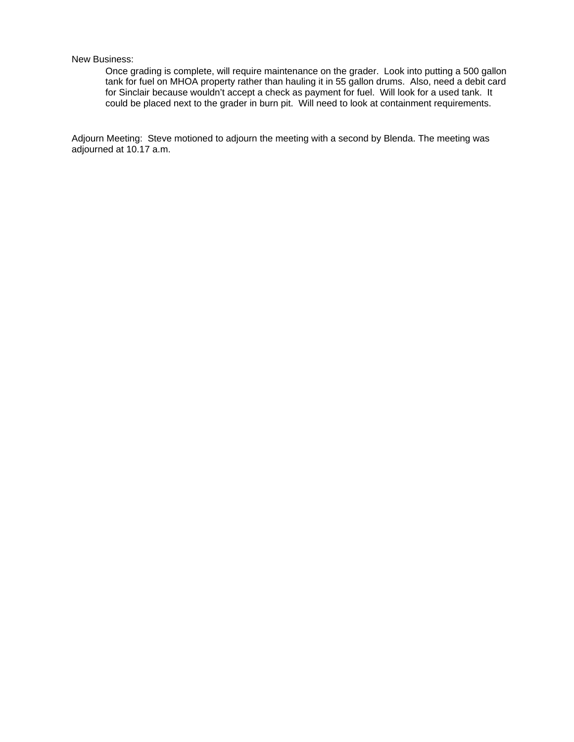New Business:

Once grading is complete, will require maintenance on the grader. Look into putting a 500 gallon tank for fuel on MHOA property rather than hauling it in 55 gallon drums. Also, need a debit card for Sinclair because wouldn't accept a check as payment for fuel. Will look for a used tank. It could be placed next to the grader in burn pit. Will need to look at containment requirements.

Adjourn Meeting: Steve motioned to adjourn the meeting with a second by Blenda. The meeting was adjourned at 10.17 a.m.